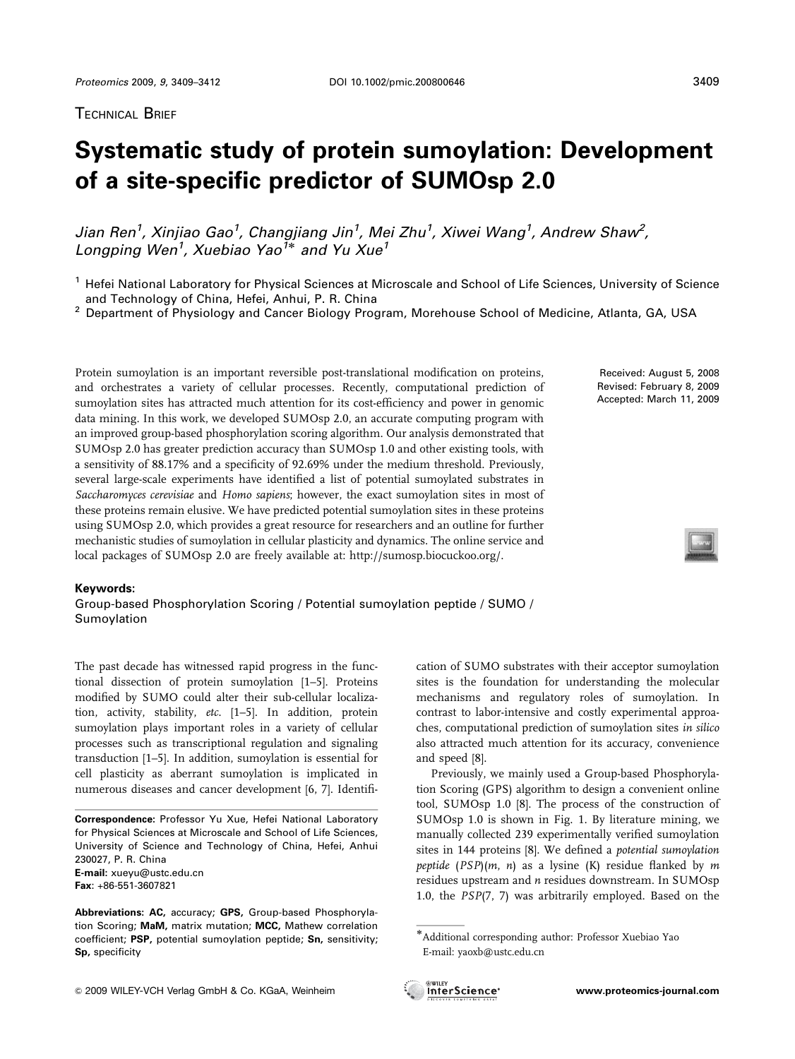Technical Brief

# Systematic study of protein sumoylation: Development of a site-specific predictor of SUMOsp 2.0

*Jian Ren[1], Xinjiao Gao[1], Changjiang Jin[1], Mei Zhu[1], Xiwei Wang[1], Andrew Shaw[2], Longping Wen[1], Xuebiao Yao[1]\* and Yu Xue[1]*

[1] Hefei National Laboratory for Physical Sciences at Microscale and School of Life Sciences, University of Science and Technology of China, Hefei, Anhui, P. R. China

[2] Department of Physiology and Cancer Biology Program, Morehouse School of Medicine, Atlanta, GA, USA

Protein sumoylation is an important reversible post-translational modification on proteins, and orchestrates a variety of cellular processes. Recently, computational prediction of sumoylation sites has attracted much attention for its cost-efficiency and power in genomic data mining. In this work, we developed SUMOsp 2.0, an accurate computing program with an improved group-based phosphorylation scoring algorithm. Our analysis demonstrated that SUMOsp 2.0 has greater prediction accuracy than SUMOsp 1.0 and other existing tools, with a sensitivity of 88.17% and a specificity of 92.69% under the medium threshold. Previously, several large-scale experiments have identified a list of potential sumoylated substrates in *Saccharomyces cerevisiae* and *Homo sapiens*; however, the exact sumoylation sites in most of these proteins remain elusive. We have predicted potential sumoylation sites in these proteins using SUMOsp 2.0, which provides a great resource for researchers and an outline for further mechanistic studies of sumoylation in cellular plasticity and dynamics. The online service and local packages of SUMOsp 2.0 are freely available at: http://sumosp.biocuckoo.org/.

Received: August 5, 2008
Revised: February 8, 2009
Accepted: March 11, 2009

**Keywords:**
Group-based Phosphorylation Scoring / Potential sumoylation peptide / SUMO / Sumoylation

The past decade has witnessed rapid progress in the functional dissection of protein sumoylation [1–5]. Proteins modified by SUMO could alter their sub-cellular localization, activity, stability, *etc.* [1–5]. In addition, protein sumoylation plays important roles in a variety of cellular processes such as transcriptional regulation and signaling transduction [1–5]. In addition, sumoylation is essential for cell plasticity as aberrant sumoylation is implicated in numerous diseases and cancer development [6, 7]. Identification of SUMO substrates with their acceptor sumoylation sites is the foundation for understanding the molecular mechanisms and regulatory roles of sumoylation. In contrast to labor-intensive and costly experimental approaches, computational prediction of sumoylation sites *in silico* also attracted much attention for its accuracy, convenience and speed [8].

Previously, we mainly used a Group-based Phosphorylation Scoring (GPS) algorithm to design a convenient online tool, SUMOsp 1.0 [8]. The process of the construction of SUMOsp 1.0 is shown in Fig. 1. By literature mining, we manually collected 239 experimentally verified sumoylation sites in 144 proteins [8]. We defined a *potential sumoylation peptide* (*PSP*)($m$, $n$) as a lysine (K) residue flanked by $m$ residues upstream and $n$ residues downstream. In SUMOsp 1.0, the *PSP*(7, 7) was arbitrarily employed. Based on the

**Correspondence:** Professor Yu Xue, Hefei National Laboratory for Physical Sciences at Microscale and School of Life Sciences, University of Science and Technology of China, Hefei, Anhui 230027, P. R. China
**E-mail:** xueyu@ustc.edu.cn
**Fax:** +86-551-3607821

**Abbreviations: AC,** accuracy; **GPS,** Group-based Phosphorylation Scoring; **MaM,** matrix mutation; **MCC,** Mathew correlation coefficient; **PSP,** potential sumoylation peptide; **Sn,** sensitivity; **Sp,** specificity

\*Additional corresponding author: Professor Xuebiao Yao
E-mail: yaoxb@ustc.edu.cn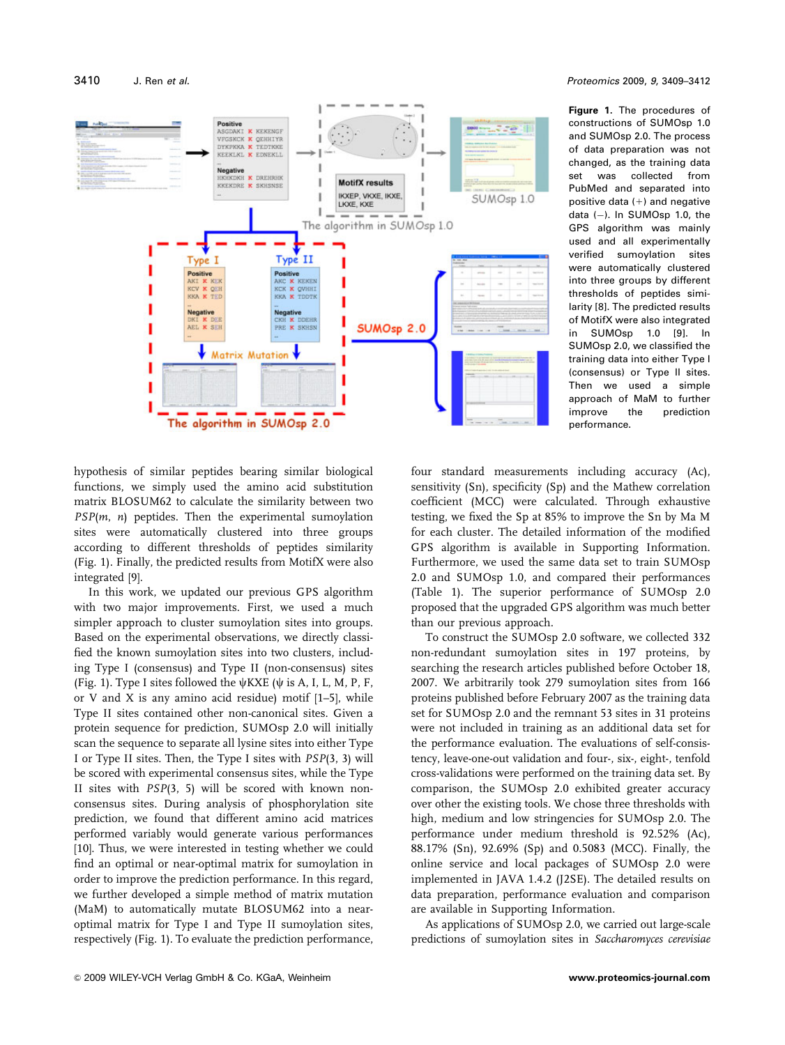**Figure 1.** The procedures of constructions of SUMOsp 1.0 and SUMOsp 2.0. The process of data preparation was not changed, as the training data set was collected from PubMed and separated into positive data (+) and negative data (−). In SUMOsp 1.0, the GPS algorithm was mainly used and all experimentally verified sumoylation sites were automatically clustered into three groups by different thresholds of peptides similarity [8]. The predicted results of MotifX were also integrated in SUMOsp 1.0 [9]. In SUMOsp 2.0, we classified the training data into either Type I (consensus) or Type II sites. Then we used a simple approach of MaM to further improve the prediction performance.

hypothesis of similar peptides bearing similar biological functions, we simply used the amino acid substitution matrix BLOSUM62 to calculate the similarity between two *PSP*($m$, $n$) peptides. Then the experimental sumoylation sites were automatically clustered into three groups according to different thresholds of peptides similarity (Fig. 1). Finally, the predicted results from MotifX were also integrated [9].

In this work, we updated our previous GPS algorithm with two major improvements. First, we used a much simpler approach to cluster sumoylation sites into groups. Based on the experimental observations, we directly classified the known sumoylation sites into two clusters, including Type I (consensus) and Type II (non-consensus) sites (Fig. 1). Type I sites followed the ψKXE (ψ is A, I, L, M, P, F, or V and X is any amino acid residue) motif [1–5], while Type II sites contained other non-canonical sites. Given a protein sequence for prediction, SUMOsp 2.0 will initially scan the sequence to separate all lysine sites into either Type I or Type II sites. Then, the Type I sites with *PSP*(3, 3) will be scored with experimental consensus sites, while the Type II sites with *PSP*(3, 5) will be scored with known non-consensus sites. During analysis of phosphorylation site prediction, we found that different amino acid matrices performed variably would generate various performances [10]. Thus, we were interested in testing whether we could find an optimal or near-optimal matrix for sumoylation in order to improve the prediction performance. In this regard, we further developed a simple method of matrix mutation (MaM) to automatically mutate BLOSUM62 into a near-optimal matrix for Type I and Type II sumoylation sites, respectively (Fig. 1). To evaluate the prediction performance, four standard measurements including accuracy (Ac), sensitivity (Sn), specificity (Sp) and the Mathew correlation coefficient (MCC) were calculated. Through exhaustive testing, we fixed the Sp at 85% to improve the Sn by Ma M for each cluster. The detailed information of the modified GPS algorithm is available in Supporting Information. Furthermore, we used the same data set to train SUMOsp 2.0 and SUMOsp 1.0, and compared their performances (Table 1). The superior performance of SUMOsp 2.0 proposed that the upgraded GPS algorithm was much better than our previous approach.

To construct the SUMOsp 2.0 software, we collected 332 non-redundant sumoylation sites in 197 proteins, by searching the research articles published before October 18, 2007. We arbitrarily took 279 sumoylation sites from 166 proteins published before February 2007 as the training data set for SUMOsp 2.0 and the remnant 53 sites in 31 proteins were not included in training as an additional data set for the performance evaluation. The evaluations of self-consistency, leave-one-out validation and four-, six-, eight-, tenfold cross-validations were performed on the training data set. By comparison, the SUMOsp 2.0 exhibited greater accuracy over other the existing tools. We chose three thresholds with high, medium and low stringencies for SUMOsp 2.0. The performance under medium threshold is 92.52% (Ac), 88.17% (Sn), 92.69% (Sp) and 0.5083 (MCC). Finally, the online service and local packages of SUMOsp 2.0 were implemented in JAVA 1.4.2 (J2SE). The detailed results on data preparation, performance evaluation and comparison are available in Supporting Information.

As applications of SUMOsp 2.0, we carried out large-scale predictions of sumoylation sites in *Saccharomyces cerevisiae*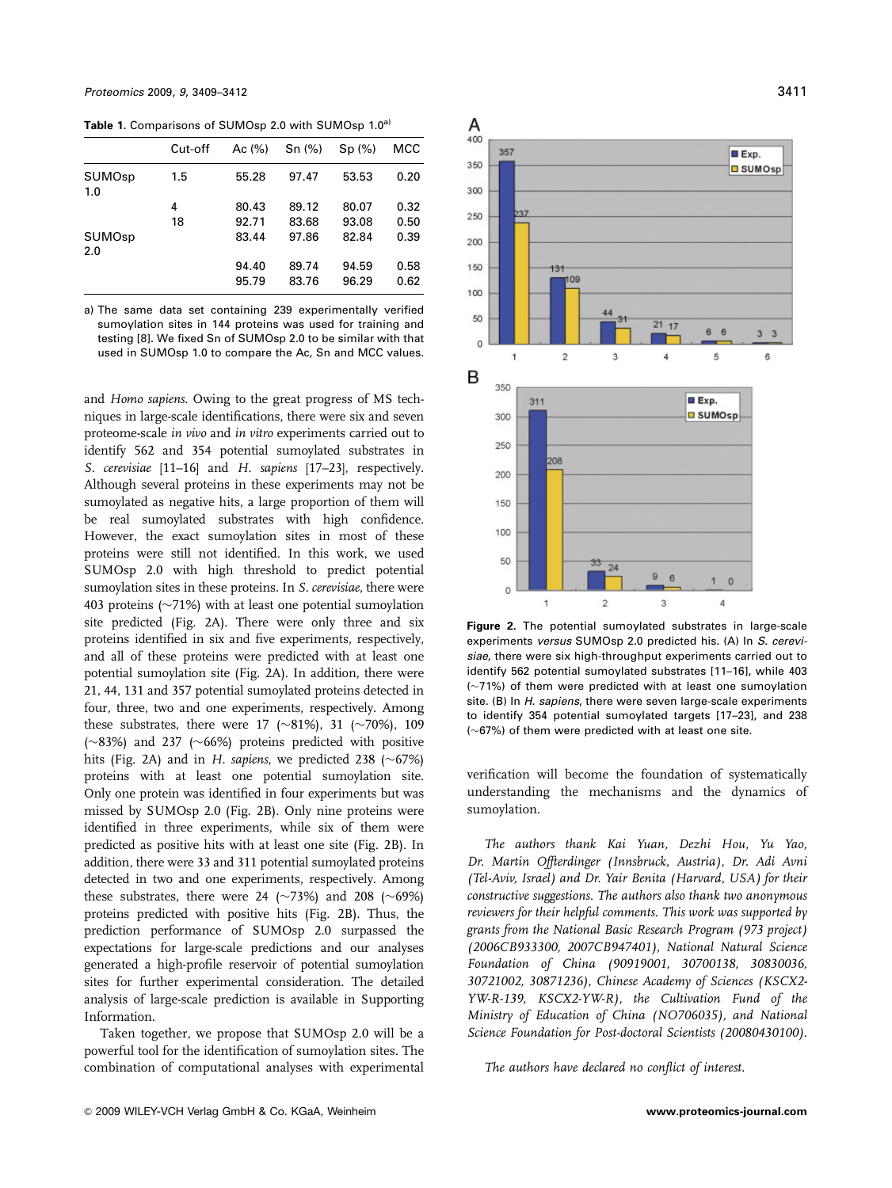**Table 1.** Comparisons of SUMOsp 2.0 with SUMOsp 1.0[a)]

| | Cut-off | Ac (%) | Sn (%) | Sp (%) | MCC |
|---|---|---|---|---|---|
| SUMOsp 1.0 | 1.5 | 55.28 | 97.47 | 53.53 | 0.20 |
| | 4 | 80.43 | 89.12 | 80.07 | 0.32 |
| | 18 | 92.71 | 83.68 | 93.08 | 0.50 |
| SUMOsp 2.0 | | 83.44 | 97.86 | 82.84 | 0.39 |
| | | 94.40 | 89.74 | 94.59 | 0.58 |
| | | 95.79 | 83.76 | 96.29 | 0.62 |

a) The same data set containing 239 experimentally verified sumoylation sites in 144 proteins was used for training and testing [8]. We fixed Sn of SUMOsp 2.0 to be similar with that used in SUMOsp 1.0 to compare the Ac, Sn and MCC values.

and *Homo sapiens*. Owing to the great progress of MS techniques in large-scale identifications, there were six and seven proteome-scale *in vivo* and *in vitro* experiments carried out to identify 562 and 354 potential sumoylated substrates in *S. cerevisiae* [11–16] and *H. sapiens* [17–23], respectively. Although several proteins in these experiments may not be sumoylated as negative hits, a large proportion of them will be real sumoylated substrates with high confidence. However, the exact sumoylation sites in most of these proteins were still not identified. In this work, we used SUMOsp 2.0 with high threshold to predict potential sumoylation sites in these proteins. In *S. cerevisiae*, there were 403 proteins (~71%) with at least one potential sumoylation site predicted (Fig. 2A). There were only three and six proteins identified in six and five experiments, respectively, and all of these proteins were predicted with at least one potential sumoylation site (Fig. 2A). In addition, there were 21, 44, 131 and 357 potential sumoylated proteins detected in four, three, two and one experiments, respectively. Among these substrates, there were 17 (~81%), 31 (~70%), 109 (~83%) and 237 (~66%) proteins predicted with positive hits (Fig. 2A) and in *H. sapiens*, we predicted 238 (~67%) proteins with at least one potential sumoylation site. Only one protein was identified in four experiments but was missed by SUMOsp 2.0 (Fig. 2B). Only nine proteins were identified in three experiments, while six of them were predicted as positive hits with at least one site (Fig. 2B). In addition, there were 33 and 311 potential sumoylated proteins detected in two and one experiments, respectively. Among these substrates, there were 24 (~73%) and 208 (~69%) proteins predicted with positive hits (Fig. 2B). Thus, the prediction performance of SUMOsp 2.0 surpassed the expectations for large-scale predictions and our analyses generated a high-profile reservoir of potential sumoylation sites for further experimental consideration. The detailed analysis of large-scale prediction is available in Supporting Information.

Taken together, we propose that SUMOsp 2.0 will be a powerful tool for the identification of sumoylation sites. The combination of computational analyses with experimental verification will become the foundation of systematically understanding the mechanisms and the dynamics of sumoylation.

**Figure 2.** The potential sumoylated substrates in large-scale experiments *versus* SUMOsp 2.0 predicted his. (A) In *S. cerevisiae*, there were six high-throughput experiments carried out to identify 562 potential sumoylated substrates [11–16], while 403 (~71%) of them were predicted with at least one sumoylation site. (B) In *H. sapiens*, there were seven large-scale experiments to identify 354 potential sumoylated targets [17–23], and 238 (~67%) of them were predicted with at least one site.

*The authors thank Kai Yuan, Dezhi Hou, Yu Yao, Dr. Martin Offterdinger (Innsbruck, Austria), Dr. Adi Avni (Tel-Aviv, Israel) and Dr. Yair Benita (Harvard, USA) for their constructive suggestions. The authors also thank two anonymous reviewers for their helpful comments. This work was supported by grants from the National Basic Research Program (973 project) (2006CB933300, 2007CB947401), National Natural Science Foundation of China (90919001, 30700138, 30830036, 30721002, 30871236), Chinese Academy of Sciences (KSCX2-YW-R-139, KSCX2-YW-R), the Cultivation Fund of the Ministry of Education of China (NO706035), and National Science Foundation for Post-doctoral Scientists (20080430100).*

*The authors have declared no conflict of interest.*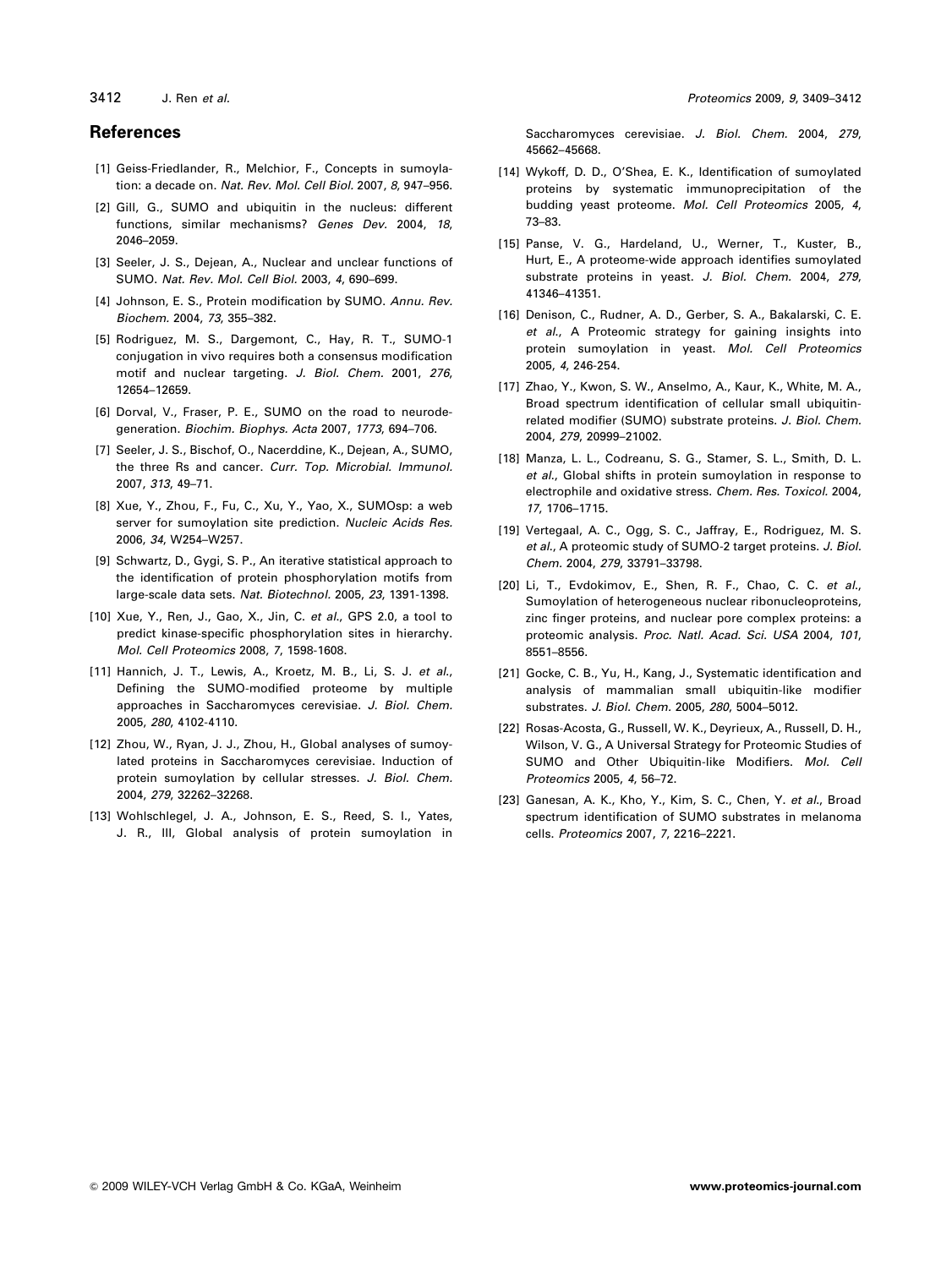## References

[1] Geiss-Friedlander, R., Melchior, F., Concepts in sumoylation: a decade on. *Nat. Rev. Mol. Cell Biol.* 2007, *8*, 947–956.

[2] Gill, G., SUMO and ubiquitin in the nucleus: different functions, similar mechanisms? *Genes Dev.* 2004, *18*, 2046–2059.

[3] Seeler, J. S., Dejean, A., Nuclear and unclear functions of SUMO. *Nat. Rev. Mol. Cell Biol.* 2003, *4*, 690–699.

[4] Johnson, E. S., Protein modification by SUMO. *Annu. Rev. Biochem.* 2004, *73*, 355–382.

[5] Rodriguez, M. S., Dargemont, C., Hay, R. T., SUMO-1 conjugation in vivo requires both a consensus modification motif and nuclear targeting. *J. Biol. Chem.* 2001, *276*, 12654–12659.

[6] Dorval, V., Fraser, P. E., SUMO on the road to neurodegeneration. *Biochim. Biophys. Acta* 2007, *1773*, 694–706.

[7] Seeler, J. S., Bischof, O., Nacerddine, K., Dejean, A., SUMO, the three Rs and cancer. *Curr. Top. Microbial. Immunol.* 2007, *313*, 49–71.

[8] Xue, Y., Zhou, F., Fu, C., Xu, Y., Yao, X., SUMOsp: a web server for sumoylation site prediction. *Nucleic Acids Res.* 2006, *34*, W254–W257.

[9] Schwartz, D., Gygi, S. P., An iterative statistical approach to the identification of protein phosphorylation motifs from large-scale data sets. *Nat. Biotechnol.* 2005, *23*, 1391-1398.

[10] Xue, Y., Ren, J., Gao, X., Jin, C. *et al.*, GPS 2.0, a tool to predict kinase-specific phosphorylation sites in hierarchy. *Mol. Cell Proteomics* 2008, *7*, 1598-1608.

[11] Hannich, J. T., Lewis, A., Kroetz, M. B., Li, S. J. *et al.*, Defining the SUMO-modified proteome by multiple approaches in Saccharomyces cerevisiae. *J. Biol. Chem.* 2005, *280*, 4102-4110.

[12] Zhou, W., Ryan, J. J., Zhou, H., Global analyses of sumoylated proteins in Saccharomyces cerevisiae. Induction of protein sumoylation by cellular stresses. *J. Biol. Chem.* 2004, *279*, 32262–32268.

[13] Wohlschlegel, J. A., Johnson, E. S., Reed, S. I., Yates, J. R., III, Global analysis of protein sumoylation in Saccharomyces cerevisiae. *J. Biol. Chem.* 2004, *279*, 45662–45668.

[14] Wykoff, D. D., O'Shea, E. K., Identification of sumoylated proteins by systematic immunoprecipitation of the budding yeast proteome. *Mol. Cell Proteomics* 2005, *4*, 73–83.

[15] Panse, V. G., Hardeland, U., Werner, T., Kuster, B., Hurt, E., A proteome-wide approach identifies sumoylated substrate proteins in yeast. *J. Biol. Chem.* 2004, *279*, 41346–41351.

[16] Denison, C., Rudner, A. D., Gerber, S. A., Bakalarski, C. E. *et al.*, A Proteomic strategy for gaining insights into protein sumoylation in yeast. *Mol. Cell Proteomics* 2005, *4*, 246-254.

[17] Zhao, Y., Kwon, S. W., Anselmo, A., Kaur, K., White, M. A., Broad spectrum identification of cellular small ubiquitin-related modifier (SUMO) substrate proteins. *J. Biol. Chem.* 2004, *279*, 20999–21002.

[18] Manza, L. L., Codreanu, S. G., Stamer, S. L., Smith, D. L. *et al.*, Global shifts in protein sumoylation in response to electrophile and oxidative stress. *Chem. Res. Toxicol.* 2004, *17*, 1706–1715.

[19] Vertegaal, A. C., Ogg, S. C., Jaffray, E., Rodriguez, M. S. *et al.*, A proteomic study of SUMO-2 target proteins. *J. Biol. Chem.* 2004, *279*, 33791–33798.

[20] Li, T., Evdokimov, E., Shen, R. F., Chao, C. C. *et al.*, Sumoylation of heterogeneous nuclear ribonucleoproteins, zinc finger proteins, and nuclear pore complex proteins: a proteomic analysis. *Proc. Natl. Acad. Sci. USA* 2004, *101*, 8551–8556.

[21] Gocke, C. B., Yu, H., Kang, J., Systematic identification and analysis of mammalian small ubiquitin-like modifier substrates. *J. Biol. Chem.* 2005, *280*, 5004–5012.

[22] Rosas-Acosta, G., Russell, W. K., Deyrieux, A., Russell, D. H., Wilson, V. G., A Universal Strategy for Proteomic Studies of SUMO and Other Ubiquitin-like Modifiers. *Mol. Cell Proteomics* 2005, *4*, 56–72.

[23] Ganesan, A. K., Kho, Y., Kim, S. C., Chen, Y. *et al.*, Broad spectrum identification of SUMO substrates in melanoma cells. *Proteomics* 2007, *7*, 2216–2221.